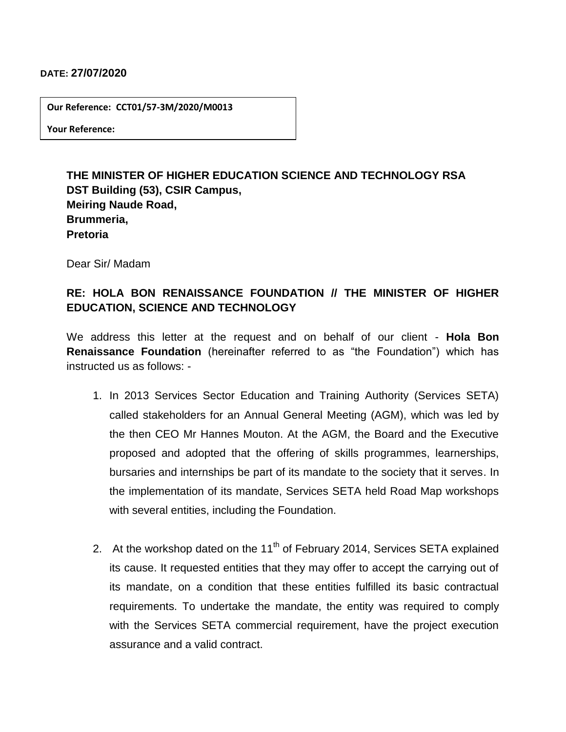**DATE: 27/07/2020**

**Our Reference: CCT01/57-3M/2020/M0013**

**Your Reference:**

**THE MINISTER OF HIGHER EDUCATION SCIENCE AND TECHNOLOGY RSA**
**DST Building (53), CSIR Campus,**
**Meiring Naude Road,**
**Brummeria,**
**Pretoria**

Dear Sir/ Madam

**RE: HOLA BON RENAISSANCE FOUNDATION // THE MINISTER OF HIGHER EDUCATION, SCIENCE AND TECHNOLOGY**

We address this letter at the request and on behalf of our client - **Hola Bon Renaissance Foundation** (hereinafter referred to as "the Foundation") which has instructed us as follows: -

1. In 2013 Services Sector Education and Training Authority (Services SETA) called stakeholders for an Annual General Meeting (AGM), which was led by the then CEO Mr Hannes Mouton. At the AGM, the Board and the Executive proposed and adopted that the offering of skills programmes, learnerships, bursaries and internships be part of its mandate to the society that it serves. In the implementation of its mandate, Services SETA held Road Map workshops with several entities, including the Foundation.

2. At the workshop dated on the 11th of February 2014, Services SETA explained its cause. It requested entities that they may offer to accept the carrying out of its mandate, on a condition that these entities fulfilled its basic contractual requirements. To undertake the mandate, the entity was required to comply with the Services SETA commercial requirement, have the project execution assurance and a valid contract.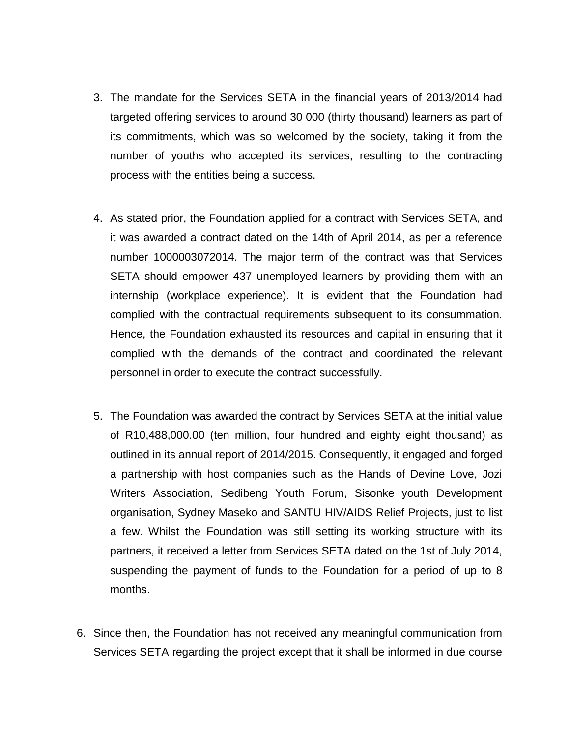3. The mandate for the Services SETA in the financial years of 2013/2014 had targeted offering services to around 30 000 (thirty thousand) learners as part of its commitments, which was so welcomed by the society, taking it from the number of youths who accepted its services, resulting to the contracting process with the entities being a success.

4. As stated prior, the Foundation applied for a contract with Services SETA, and it was awarded a contract dated on the 14th of April 2014, as per a reference number 1000003072014. The major term of the contract was that Services SETA should empower 437 unemployed learners by providing them with an internship (workplace experience). It is evident that the Foundation had complied with the contractual requirements subsequent to its consummation. Hence, the Foundation exhausted its resources and capital in ensuring that it complied with the demands of the contract and coordinated the relevant personnel in order to execute the contract successfully.

5. The Foundation was awarded the contract by Services SETA at the initial value of R10,488,000.00 (ten million, four hundred and eighty eight thousand) as outlined in its annual report of 2014/2015. Consequently, it engaged and forged a partnership with host companies such as the Hands of Devine Love, Jozi Writers Association, Sedibeng Youth Forum, Sisonke youth Development organisation, Sydney Maseko and SANTU HIV/AIDS Relief Projects, just to list a few. Whilst the Foundation was still setting its working structure with its partners, it received a letter from Services SETA dated on the 1st of July 2014, suspending the payment of funds to the Foundation for a period of up to 8 months.

6. Since then, the Foundation has not received any meaningful communication from Services SETA regarding the project except that it shall be informed in due course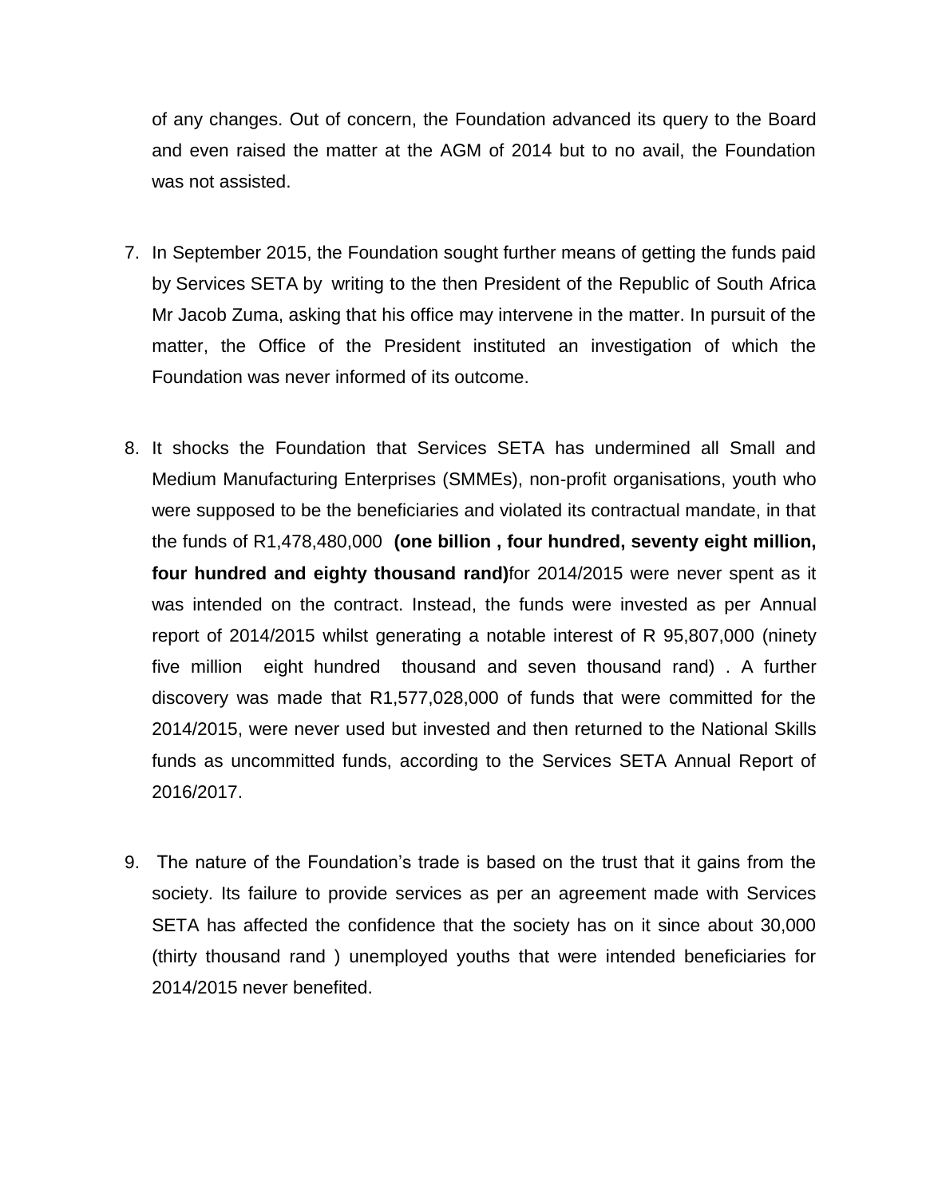of any changes. Out of concern, the Foundation advanced its query to the Board and even raised the matter at the AGM of 2014 but to no avail, the Foundation was not assisted.

7. In September 2015, the Foundation sought further means of getting the funds paid by Services SETA by writing to the then President of the Republic of South Africa Mr Jacob Zuma, asking that his office may intervene in the matter. In pursuit of the matter, the Office of the President instituted an investigation of which the Foundation was never informed of its outcome.

8. It shocks the Foundation that Services SETA has undermined all Small and Medium Manufacturing Enterprises (SMMEs), non-profit organisations, youth who were supposed to be the beneficiaries and violated its contractual mandate, in that the funds of R1,478,480,000 **(one billion , four hundred, seventy eight million, four hundred and eighty thousand rand)**for 2014/2015 were never spent as it was intended on the contract. Instead, the funds were invested as per Annual report of 2014/2015 whilst generating a notable interest of R 95,807,000 (ninety five million eight hundred thousand and seven thousand rand) . A further discovery was made that R1,577,028,000 of funds that were committed for the 2014/2015, were never used but invested and then returned to the National Skills funds as uncommitted funds, according to the Services SETA Annual Report of 2016/2017.

9. The nature of the Foundation's trade is based on the trust that it gains from the society. Its failure to provide services as per an agreement made with Services SETA has affected the confidence that the society has on it since about 30,000 (thirty thousand rand ) unemployed youths that were intended beneficiaries for 2014/2015 never benefited.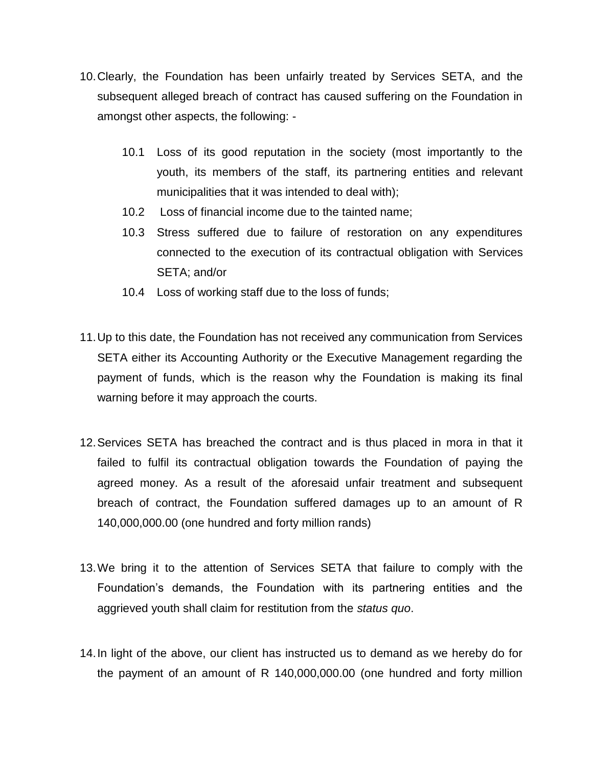10. Clearly, the Foundation has been unfairly treated by Services SETA, and the subsequent alleged breach of contract has caused suffering on the Foundation in amongst other aspects, the following: -

    10.1 Loss of its good reputation in the society (most importantly to the youth, its members of the staff, its partnering entities and relevant municipalities that it was intended to deal with);

    10.2 Loss of financial income due to the tainted name;

    10.3 Stress suffered due to failure of restoration on any expenditures connected to the execution of its contractual obligation with Services SETA; and/or

    10.4 Loss of working staff due to the loss of funds;

11. Up to this date, the Foundation has not received any communication from Services SETA either its Accounting Authority or the Executive Management regarding the payment of funds, which is the reason why the Foundation is making its final warning before it may approach the courts.

12. Services SETA has breached the contract and is thus placed in mora in that it failed to fulfil its contractual obligation towards the Foundation of paying the agreed money. As a result of the aforesaid unfair treatment and subsequent breach of contract, the Foundation suffered damages up to an amount of R 140,000,000.00 (one hundred and forty million rands)

13. We bring it to the attention of Services SETA that failure to comply with the Foundation's demands, the Foundation with its partnering entities and the aggrieved youth shall claim for restitution from the *status quo*.

14. In light of the above, our client has instructed us to demand as we hereby do for the payment of an amount of R 140,000,000.00 (one hundred and forty million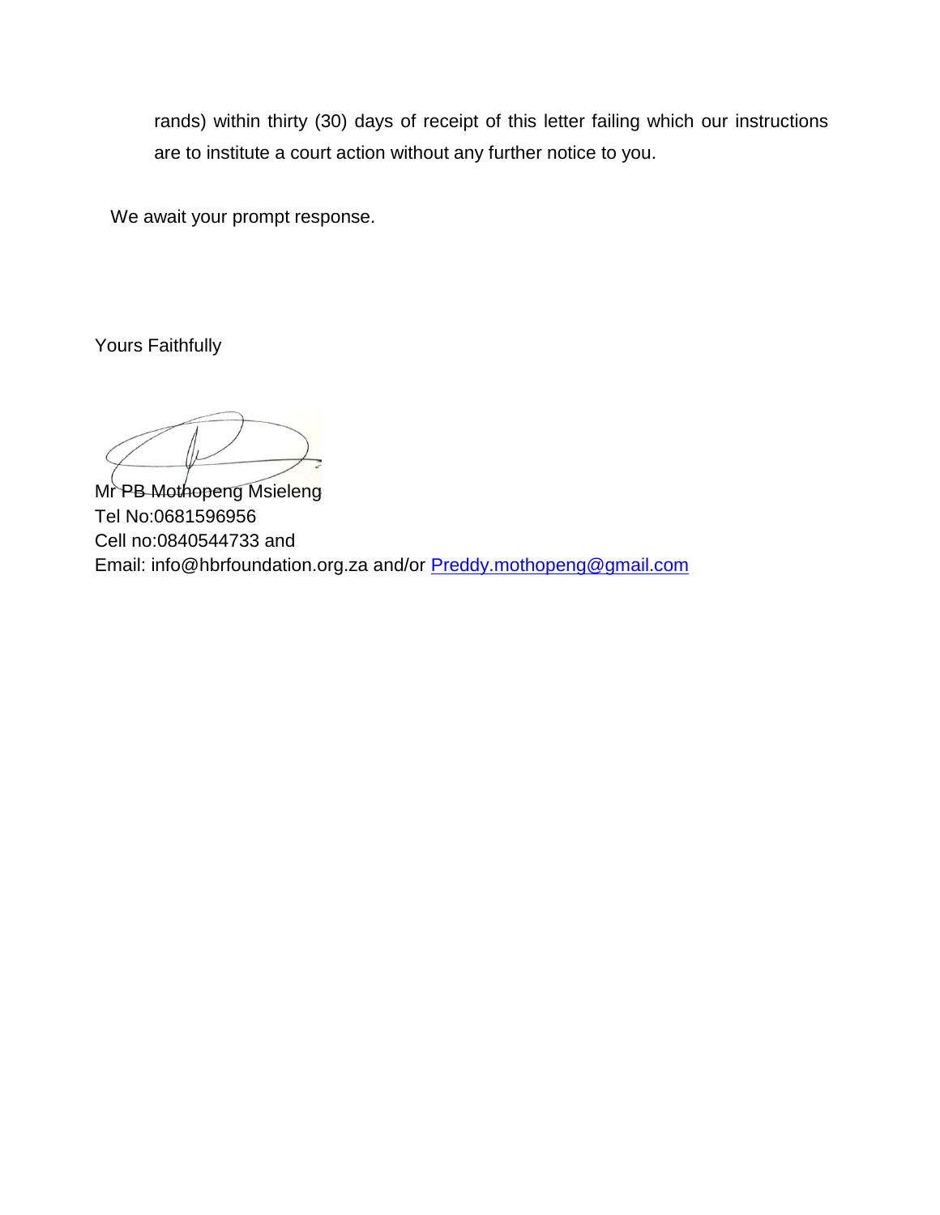rands) within thirty (30) days of receipt of this letter failing which our instructions are to institute a court action without any further notice to you.

We await your prompt response.

Yours Faithfully

Mr PB Mothopeng Msieleng
Tel No:0681596956
Cell no:0840544733 and
Email: info@hbrfoundation.org.za and/or Preddy.mothopeng@gmail.com